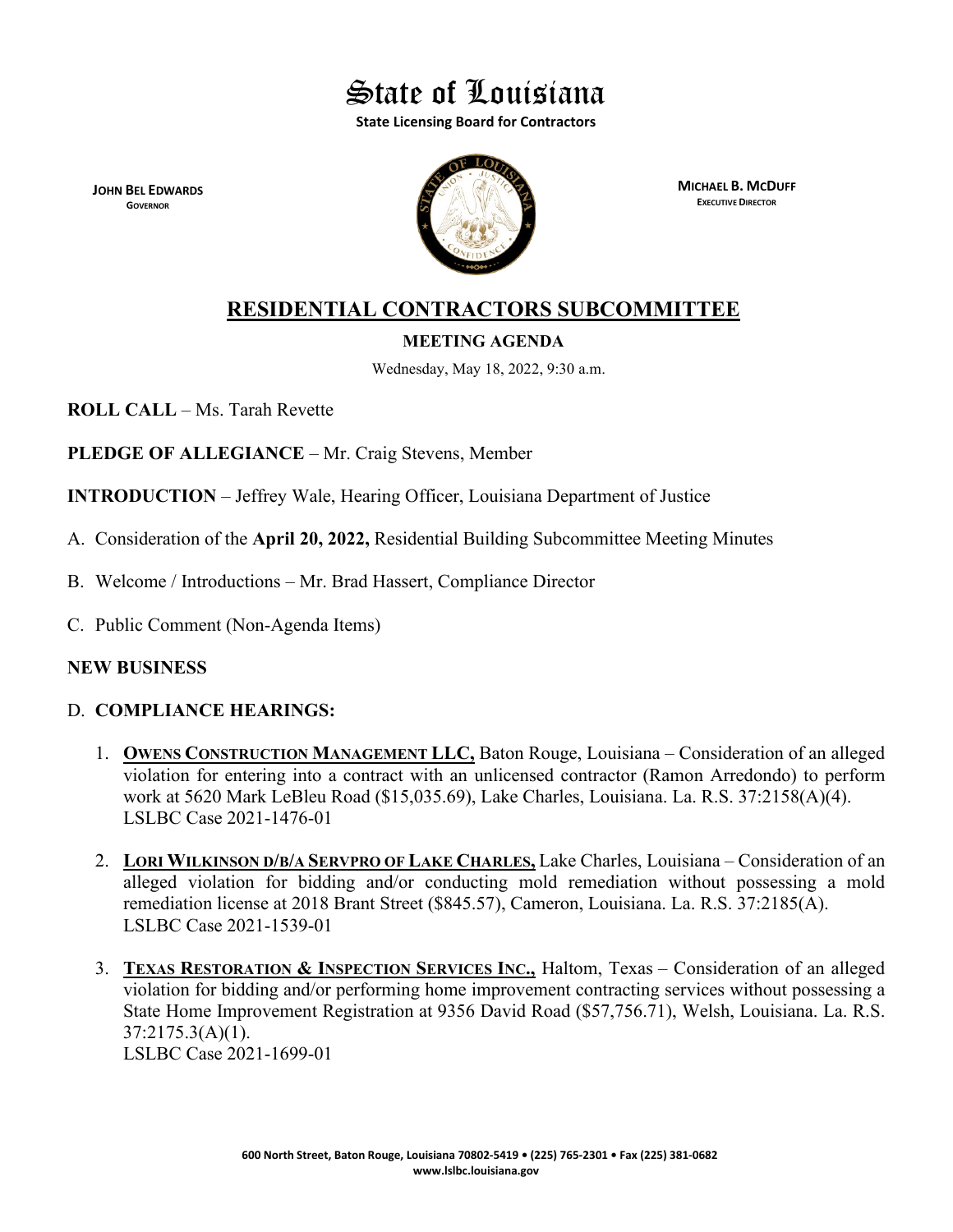# State of Louisiana

**State Licensing Board for Contractors**

**JOHN BEL EDWARDS**
GOVERNOR

**MICHAEL B. MCDUFF**
EXECUTIVE DIRECTOR

## RESIDENTIAL CONTRACTORS SUBCOMMITTEE

### MEETING AGENDA

Wednesday, May 18, 2022, 9:30 a.m.

**ROLL CALL** – Ms. Tarah Revette

**PLEDGE OF ALLEGIANCE** – Mr. Craig Stevens, Member

**INTRODUCTION** – Jeffrey Wale, Hearing Officer, Louisiana Department of Justice

A. Consideration of the **April 20, 2022,** Residential Building Subcommittee Meeting Minutes

B. Welcome / Introductions – Mr. Brad Hassert, Compliance Director

C. Public Comment (Non-Agenda Items)

**NEW BUSINESS**

D. **COMPLIANCE HEARINGS:**

1. **OWENS CONSTRUCTION MANAGEMENT LLC,** Baton Rouge, Louisiana – Consideration of an alleged violation for entering into a contract with an unlicensed contractor (Ramon Arredondo) to perform work at 5620 Mark LeBleu Road ($15,035.69), Lake Charles, Louisiana. La. R.S. 37:2158(A)(4).
LSLBC Case 2021-1476-01

2. **LORI WILKINSON D/B/A SERVPRO OF LAKE CHARLES,** Lake Charles, Louisiana – Consideration of an alleged violation for bidding and/or conducting mold remediation without possessing a mold remediation license at 2018 Brant Street ($845.57), Cameron, Louisiana. La. R.S. 37:2185(A).
LSLBC Case 2021-1539-01

3. **TEXAS RESTORATION & INSPECTION SERVICES INC.,** Haltom, Texas – Consideration of an alleged violation for bidding and/or performing home improvement contracting services without possessing a State Home Improvement Registration at 9356 David Road ($57,756.71), Welsh, Louisiana. La. R.S. 37:2175.3(A)(1).
LSLBC Case 2021-1699-01

600 North Street, Baton Rouge, Louisiana 70802-5419 • (225) 765-2301 • Fax (225) 381-0682
www.lslbc.louisiana.gov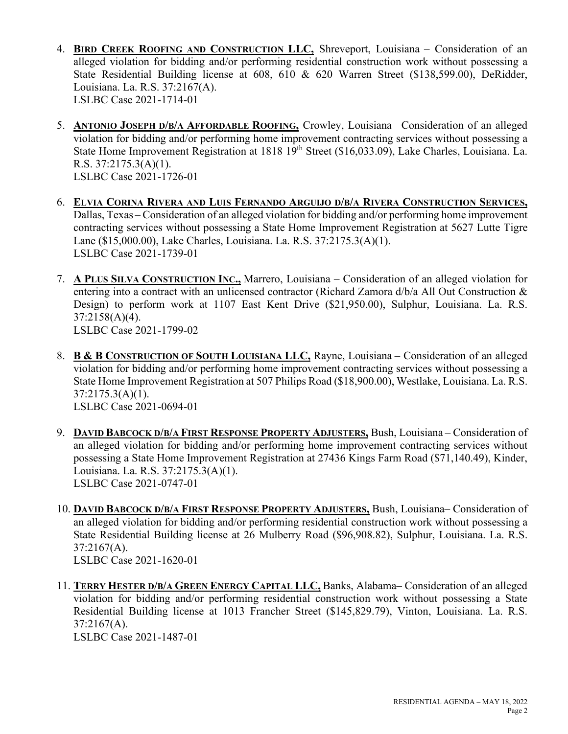4. **BIRD CREEK ROOFING AND CONSTRUCTION LLC,** Shreveport, Louisiana – Consideration of an alleged violation for bidding and/or performing residential construction work without possessing a State Residential Building license at 608, 610 & 620 Warren Street ($138,599.00), DeRidder, Louisiana. La. R.S. 37:2167(A).
   LSLBC Case 2021-1714-01

5. **ANTONIO JOSEPH D/B/A AFFORDABLE ROOFING,** Crowley, Louisiana– Consideration of an alleged violation for bidding and/or performing home improvement contracting services without possessing a State Home Improvement Registration at 1818 19th Street ($16,033.09), Lake Charles, Louisiana. La. R.S. 37:2175.3(A)(1).
   LSLBC Case 2021-1726-01

6. **ELVIA CORINA RIVERA AND LUIS FERNANDO ARGUIJO D/B/A RIVERA CONSTRUCTION SERVICES,** Dallas, Texas – Consideration of an alleged violation for bidding and/or performing home improvement contracting services without possessing a State Home Improvement Registration at 5627 Lutte Tigre Lane ($15,000.00), Lake Charles, Louisiana. La. R.S. 37:2175.3(A)(1).
   LSLBC Case 2021-1739-01

7. **A PLUS SILVA CONSTRUCTION INC.,** Marrero, Louisiana – Consideration of an alleged violation for entering into a contract with an unlicensed contractor (Richard Zamora d/b/a All Out Construction & Design) to perform work at 1107 East Kent Drive ($21,950.00), Sulphur, Louisiana. La. R.S. 37:2158(A)(4).
   LSLBC Case 2021-1799-02

8. **B & B CONSTRUCTION OF SOUTH LOUISIANA LLC,** Rayne, Louisiana – Consideration of an alleged violation for bidding and/or performing home improvement contracting services without possessing a State Home Improvement Registration at 507 Philips Road ($18,900.00), Westlake, Louisiana. La. R.S. 37:2175.3(A)(1).
   LSLBC Case 2021-0694-01

9. **DAVID BABCOCK D/B/A FIRST RESPONSE PROPERTY ADJUSTERS,** Bush, Louisiana – Consideration of an alleged violation for bidding and/or performing home improvement contracting services without possessing a State Home Improvement Registration at 27436 Kings Farm Road ($71,140.49), Kinder, Louisiana. La. R.S. 37:2175.3(A)(1).
   LSLBC Case 2021-0747-01

10. **DAVID BABCOCK D/B/A FIRST RESPONSE PROPERTY ADJUSTERS,** Bush, Louisiana– Consideration of an alleged violation for bidding and/or performing residential construction work without possessing a State Residential Building license at 26 Mulberry Road ($96,908.82), Sulphur, Louisiana. La. R.S. 37:2167(A).
    LSLBC Case 2021-1620-01

11. **TERRY HESTER D/B/A GREEN ENERGY CAPITAL LLC,** Banks, Alabama– Consideration of an alleged violation for bidding and/or performing residential construction work without possessing a State Residential Building license at 1013 Francher Street ($145,829.79), Vinton, Louisiana. La. R.S. 37:2167(A).
    LSLBC Case 2021-1487-01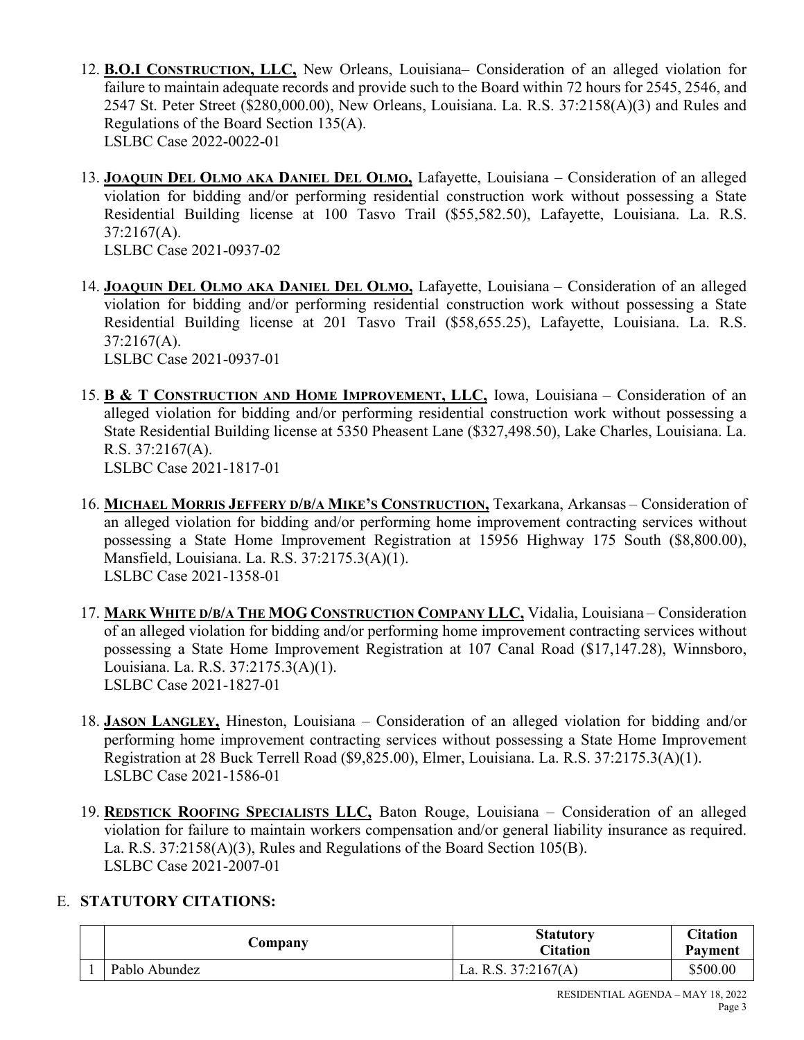12. **B.O.I CONSTRUCTION, LLC,** New Orleans, Louisiana– Consideration of an alleged violation for failure to maintain adequate records and provide such to the Board within 72 hours for 2545, 2546, and 2547 St. Peter Street ($280,000.00), New Orleans, Louisiana. La. R.S. 37:2158(A)(3) and Rules and Regulations of the Board Section 135(A).
LSLBC Case 2022-0022-01

13. **JOAQUIN DEL OLMO AKA DANIEL DEL OLMO,** Lafayette, Louisiana – Consideration of an alleged violation for bidding and/or performing residential construction work without possessing a State Residential Building license at 100 Tasvo Trail ($55,582.50), Lafayette, Louisiana. La. R.S. 37:2167(A).
LSLBC Case 2021-0937-02

14. **JOAQUIN DEL OLMO AKA DANIEL DEL OLMO,** Lafayette, Louisiana – Consideration of an alleged violation for bidding and/or performing residential construction work without possessing a State Residential Building license at 201 Tasvo Trail ($58,655.25), Lafayette, Louisiana. La. R.S. 37:2167(A).
LSLBC Case 2021-0937-01

15. **B & T CONSTRUCTION AND HOME IMPROVEMENT, LLC,** Iowa, Louisiana – Consideration of an alleged violation for bidding and/or performing residential construction work without possessing a State Residential Building license at 5350 Pheasent Lane ($327,498.50), Lake Charles, Louisiana. La. R.S. 37:2167(A).
LSLBC Case 2021-1817-01

16. **MICHAEL MORRIS JEFFERY D/B/A MIKE'S CONSTRUCTION,** Texarkana, Arkansas – Consideration of an alleged violation for bidding and/or performing home improvement contracting services without possessing a State Home Improvement Registration at 15956 Highway 175 South ($8,800.00), Mansfield, Louisiana. La. R.S. 37:2175.3(A)(1).
LSLBC Case 2021-1358-01

17. **MARK WHITE D/B/A THE MOG CONSTRUCTION COMPANY LLC,** Vidalia, Louisiana – Consideration of an alleged violation for bidding and/or performing home improvement contracting services without possessing a State Home Improvement Registration at 107 Canal Road ($17,147.28), Winnsboro, Louisiana. La. R.S. 37:2175.3(A)(1).
LSLBC Case 2021-1827-01

18. **JASON LANGLEY,** Hineston, Louisiana – Consideration of an alleged violation for bidding and/or performing home improvement contracting services without possessing a State Home Improvement Registration at 28 Buck Terrell Road ($9,825.00), Elmer, Louisiana. La. R.S. 37:2175.3(A)(1).
LSLBC Case 2021-1586-01

19. **REDSTICK ROOFING SPECIALISTS LLC,** Baton Rouge, Louisiana – Consideration of an alleged violation for failure to maintain workers compensation and/or general liability insurance as required. La. R.S. 37:2158(A)(3), Rules and Regulations of the Board Section 105(B).
LSLBC Case 2021-2007-01

## E. STATUTORY CITATIONS:

| | Company | Statutory Citation | Citation Payment |
|---|---|---|---|
| 1 | Pablo Abundez | La. R.S. 37:2167(A) | $500.00 |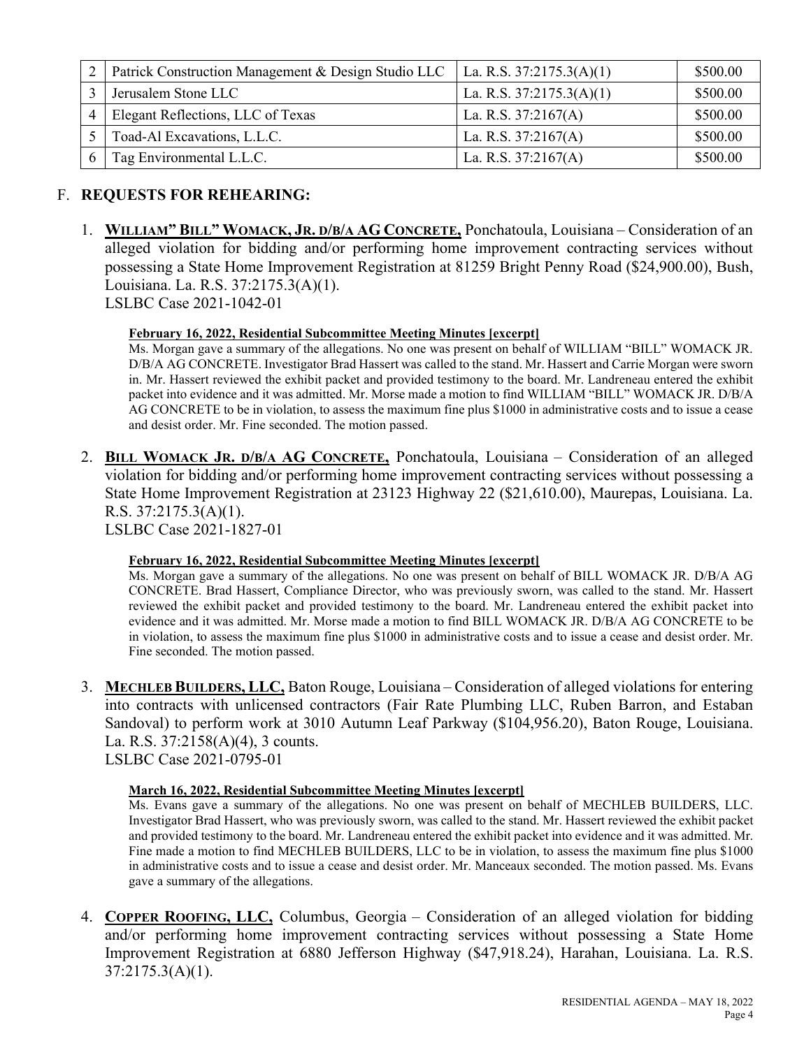| 2 | Patrick Construction Management & Design Studio LLC | La. R.S. 37:2175.3(A)(1) | $500.00 |
|---|---|---|---|
| 3 | Jerusalem Stone LLC | La. R.S. 37:2175.3(A)(1) | $500.00 |
| 4 | Elegant Reflections, LLC of Texas | La. R.S. 37:2167(A) | $500.00 |
| 5 | Toad-Al Excavations, L.L.C. | La. R.S. 37:2167(A) | $500.00 |
| 6 | Tag Environmental L.L.C. | La. R.S. 37:2167(A) | $500.00 |

## F. REQUESTS FOR REHEARING:

1. **WILLIAM" BILL" WOMACK, JR. D/B/A AG CONCRETE,** Ponchatoula, Louisiana – Consideration of an alleged violation for bidding and/or performing home improvement contracting services without possessing a State Home Improvement Registration at 81259 Bright Penny Road ($24,900.00), Bush, Louisiana. La. R.S. 37:2175.3(A)(1).
   LSLBC Case 2021-1042-01

   **February 16, 2022, Residential Subcommittee Meeting Minutes [excerpt]**
   Ms. Morgan gave a summary of the allegations. No one was present on behalf of WILLIAM "BILL" WOMACK JR. D/B/A AG CONCRETE. Investigator Brad Hassert was called to the stand. Mr. Hassert and Carrie Morgan were sworn in. Mr. Hassert reviewed the exhibit packet and provided testimony to the board. Mr. Landreneau entered the exhibit packet into evidence and it was admitted. Mr. Morse made a motion to find WILLIAM "BILL" WOMACK JR. D/B/A AG CONCRETE to be in violation, to assess the maximum fine plus $1000 in administrative costs and to issue a cease and desist order. Mr. Fine seconded. The motion passed.

2. **BILL WOMACK JR. D/B/A AG CONCRETE,** Ponchatoula, Louisiana – Consideration of an alleged violation for bidding and/or performing home improvement contracting services without possessing a State Home Improvement Registration at 23123 Highway 22 ($21,610.00), Maurepas, Louisiana. La. R.S. 37:2175.3(A)(1).
   LSLBC Case 2021-1827-01

   **February 16, 2022, Residential Subcommittee Meeting Minutes [excerpt]**
   Ms. Morgan gave a summary of the allegations. No one was present on behalf of BILL WOMACK JR. D/B/A AG CONCRETE. Brad Hassert, Compliance Director, who was previously sworn, was called to the stand. Mr. Hassert reviewed the exhibit packet and provided testimony to the board. Mr. Landreneau entered the exhibit packet into evidence and it was admitted. Mr. Morse made a motion to find BILL WOMACK JR. D/B/A AG CONCRETE to be in violation, to assess the maximum fine plus $1000 in administrative costs and to issue a cease and desist order. Mr. Fine seconded. The motion passed.

3. **MECHLEB BUILDERS, LLC,** Baton Rouge, Louisiana – Consideration of alleged violations for entering into contracts with unlicensed contractors (Fair Rate Plumbing LLC, Ruben Barron, and Estaban Sandoval) to perform work at 3010 Autumn Leaf Parkway ($104,956.20), Baton Rouge, Louisiana. La. R.S. 37:2158(A)(4), 3 counts.
   LSLBC Case 2021-0795-01

   **March 16, 2022, Residential Subcommittee Meeting Minutes [excerpt]**
   Ms. Evans gave a summary of the allegations. No one was present on behalf of MECHLEB BUILDERS, LLC. Investigator Brad Hassert, who was previously sworn, was called to the stand. Mr. Hassert reviewed the exhibit packet and provided testimony to the board. Mr. Landreneau entered the exhibit packet into evidence and it was admitted. Mr. Fine made a motion to find MECHLEB BUILDERS, LLC to be in violation, to assess the maximum fine plus $1000 in administrative costs and to issue a cease and desist order. Mr. Manceaux seconded. The motion passed. Ms. Evans gave a summary of the allegations.

4. **COPPER ROOFING, LLC,** Columbus, Georgia – Consideration of an alleged violation for bidding and/or performing home improvement contracting services without possessing a State Home Improvement Registration at 6880 Jefferson Highway ($47,918.24), Harahan, Louisiana. La. R.S. 37:2175.3(A)(1).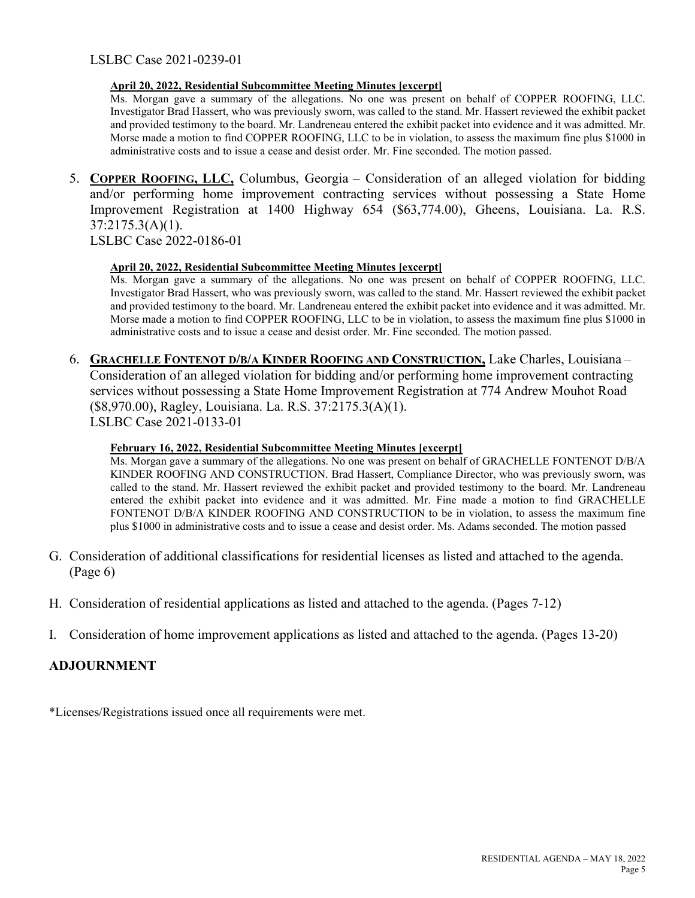LSLBC Case 2021-0239-01

**April 20, 2022, Residential Subcommittee Meeting Minutes [excerpt]**

Ms. Morgan gave a summary of the allegations. No one was present on behalf of COPPER ROOFING, LLC. Investigator Brad Hassert, who was previously sworn, was called to the stand. Mr. Hassert reviewed the exhibit packet and provided testimony to the board. Mr. Landreneau entered the exhibit packet into evidence and it was admitted. Mr. Morse made a motion to find COPPER ROOFING, LLC to be in violation, to assess the maximum fine plus $1000 in administrative costs and to issue a cease and desist order. Mr. Fine seconded. The motion passed.

5. **COPPER ROOFING, LLC,** Columbus, Georgia – Consideration of an alleged violation for bidding and/or performing home improvement contracting services without possessing a State Home Improvement Registration at 1400 Highway 654 ($63,774.00), Gheens, Louisiana. La. R.S. 37:2175.3(A)(1).
   LSLBC Case 2022-0186-01

   **April 20, 2022, Residential Subcommittee Meeting Minutes [excerpt]**

   Ms. Morgan gave a summary of the allegations. No one was present on behalf of COPPER ROOFING, LLC. Investigator Brad Hassert, who was previously sworn, was called to the stand. Mr. Hassert reviewed the exhibit packet and provided testimony to the board. Mr. Landreneau entered the exhibit packet into evidence and it was admitted. Mr. Morse made a motion to find COPPER ROOFING, LLC to be in violation, to assess the maximum fine plus $1000 in administrative costs and to issue a cease and desist order. Mr. Fine seconded. The motion passed.

6. **GRACHELLE FONTENOT D/B/A KINDER ROOFING AND CONSTRUCTION,** Lake Charles, Louisiana – Consideration of an alleged violation for bidding and/or performing home improvement contracting services without possessing a State Home Improvement Registration at 774 Andrew Mouhot Road ($8,970.00), Ragley, Louisiana. La. R.S. 37:2175.3(A)(1).
   LSLBC Case 2021-0133-01

   **February 16, 2022, Residential Subcommittee Meeting Minutes [excerpt]**

   Ms. Morgan gave a summary of the allegations. No one was present on behalf of GRACHELLE FONTENOT D/B/A KINDER ROOFING AND CONSTRUCTION. Brad Hassert, Compliance Director, who was previously sworn, was called to the stand. Mr. Hassert reviewed the exhibit packet and provided testimony to the board. Mr. Landreneau entered the exhibit packet into evidence and it was admitted. Mr. Fine made a motion to find GRACHELLE FONTENOT D/B/A KINDER ROOFING AND CONSTRUCTION to be in violation, to assess the maximum fine plus $1000 in administrative costs and to issue a cease and desist order. Ms. Adams seconded. The motion passed

G. Consideration of additional classifications for residential licenses as listed and attached to the agenda. (Page 6)

H. Consideration of residential applications as listed and attached to the agenda. (Pages 7-12)

I. Consideration of home improvement applications as listed and attached to the agenda. (Pages 13-20)

## ADJOURNMENT

*Licenses/Registrations issued once all requirements were met.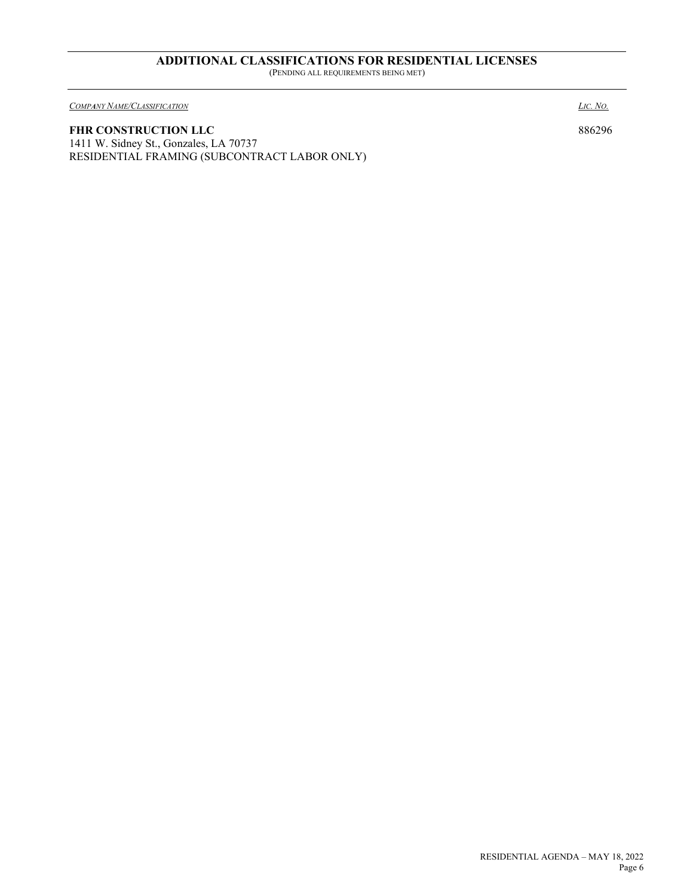## ADDITIONAL CLASSIFICATIONS FOR RESIDENTIAL LICENSES

(PENDING ALL REQUIREMENTS BEING MET)

| *COMPANY NAME/CLASSIFICATION* | *LIC. NO.* |
| --- | --- |
| **FHR CONSTRUCTION LLC**<br>1411 W. Sidney St., Gonzales, LA 70737<br>RESIDENTIAL FRAMING (SUBCONTRACT LABOR ONLY) | 886296 |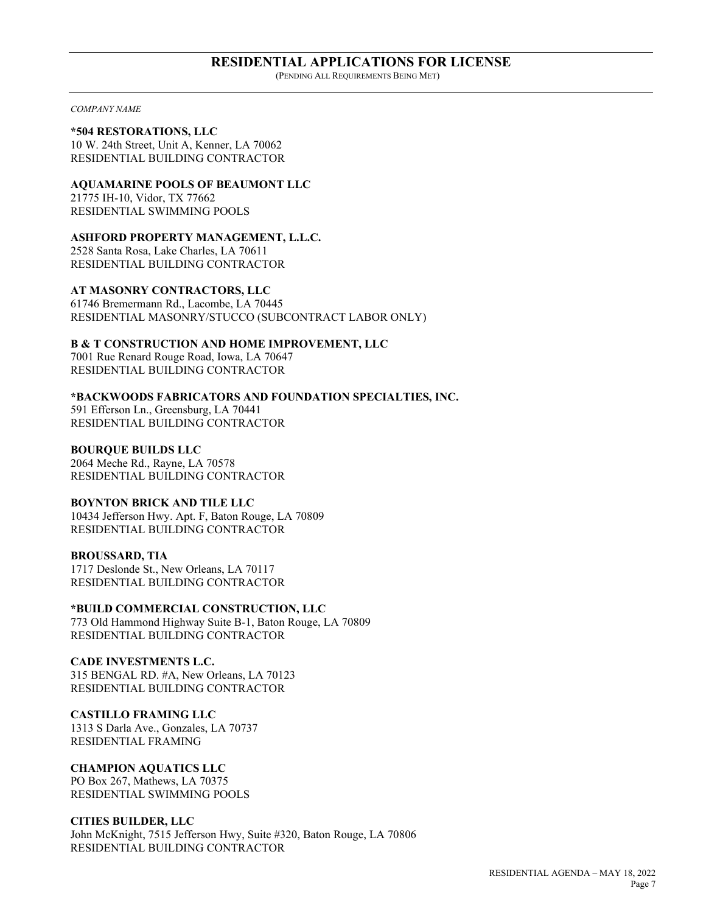## RESIDENTIAL APPLICATIONS FOR LICENSE

(PENDING ALL REQUIREMENTS BEING MET)

*COMPANY NAME*

**\*504 RESTORATIONS, LLC**
10 W. 24th Street, Unit A, Kenner, LA 70062
RESIDENTIAL BUILDING CONTRACTOR

**AQUAMARINE POOLS OF BEAUMONT LLC**
21775 IH-10, Vidor, TX 77662
RESIDENTIAL SWIMMING POOLS

**ASHFORD PROPERTY MANAGEMENT, L.L.C.**
2528 Santa Rosa, Lake Charles, LA 70611
RESIDENTIAL BUILDING CONTRACTOR

**AT MASONRY CONTRACTORS, LLC**
61746 Bremermann Rd., Lacombe, LA 70445
RESIDENTIAL MASONRY/STUCCO (SUBCONTRACT LABOR ONLY)

**B & T CONSTRUCTION AND HOME IMPROVEMENT, LLC**
7001 Rue Renard Rouge Road, Iowa, LA 70647
RESIDENTIAL BUILDING CONTRACTOR

**\*BACKWOODS FABRICATORS AND FOUNDATION SPECIALTIES, INC.**
591 Efferson Ln., Greensburg, LA 70441
RESIDENTIAL BUILDING CONTRACTOR

**BOURQUE BUILDS LLC**
2064 Meche Rd., Rayne, LA 70578
RESIDENTIAL BUILDING CONTRACTOR

**BOYNTON BRICK AND TILE LLC**
10434 Jefferson Hwy. Apt. F, Baton Rouge, LA 70809
RESIDENTIAL BUILDING CONTRACTOR

**BROUSSARD, TIA**
1717 Deslonde St., New Orleans, LA 70117
RESIDENTIAL BUILDING CONTRACTOR

**\*BUILD COMMERCIAL CONSTRUCTION, LLC**
773 Old Hammond Highway Suite B-1, Baton Rouge, LA 70809
RESIDENTIAL BUILDING CONTRACTOR

**CADE INVESTMENTS L.C.**
315 BENGAL RD. #A, New Orleans, LA 70123
RESIDENTIAL BUILDING CONTRACTOR

**CASTILLO FRAMING LLC**
1313 S Darla Ave., Gonzales, LA 70737
RESIDENTIAL FRAMING

**CHAMPION AQUATICS LLC**
PO Box 267, Mathews, LA 70375
RESIDENTIAL SWIMMING POOLS

**CITIES BUILDER, LLC**
John McKnight, 7515 Jefferson Hwy, Suite #320, Baton Rouge, LA 70806
RESIDENTIAL BUILDING CONTRACTOR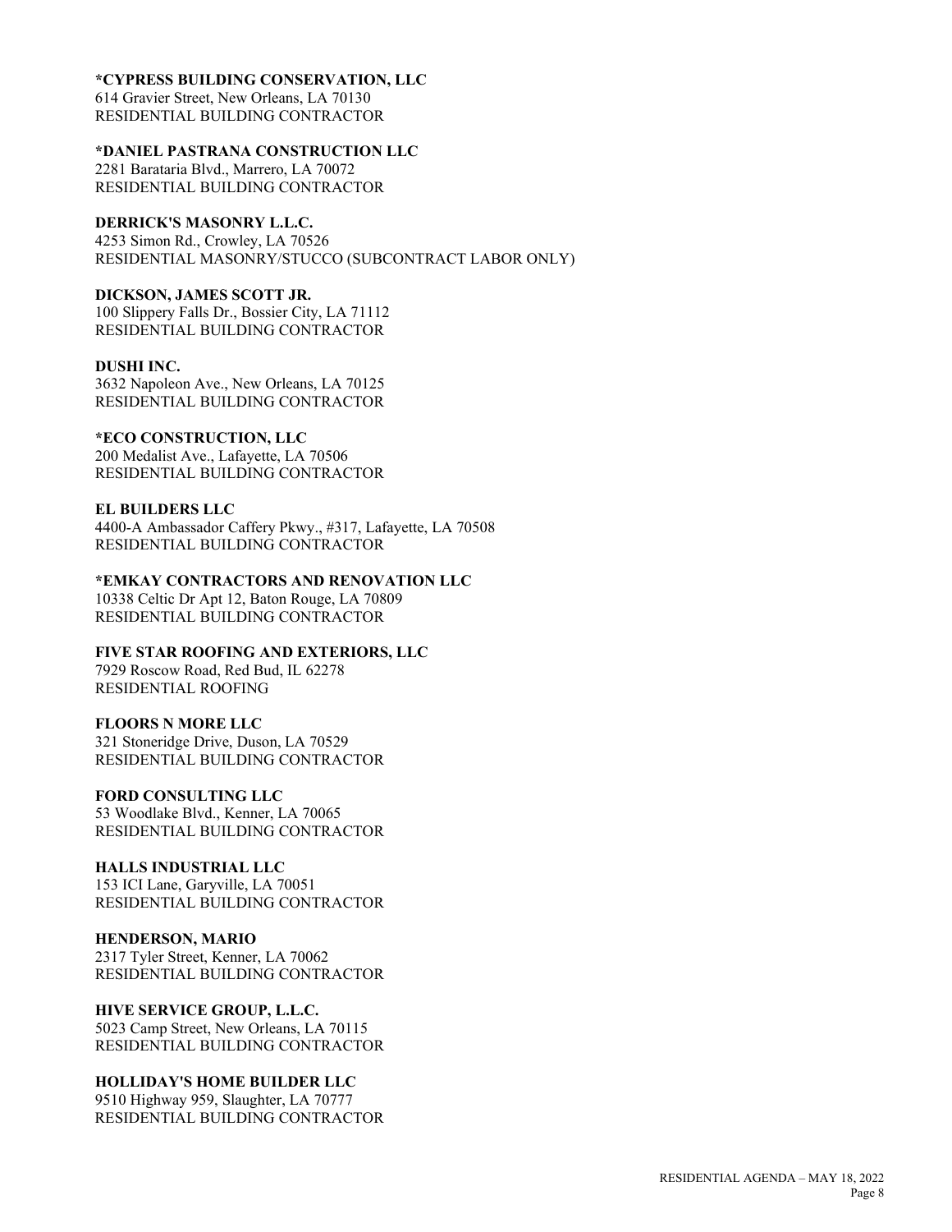**\*CYPRESS BUILDING CONSERVATION, LLC**
614 Gravier Street, New Orleans, LA 70130
RESIDENTIAL BUILDING CONTRACTOR

**\*DANIEL PASTRANA CONSTRUCTION LLC**
2281 Barataria Blvd., Marrero, LA 70072
RESIDENTIAL BUILDING CONTRACTOR

**DERRICK'S MASONRY L.L.C.**
4253 Simon Rd., Crowley, LA 70526
RESIDENTIAL MASONRY/STUCCO (SUBCONTRACT LABOR ONLY)

**DICKSON, JAMES SCOTT JR.**
100 Slippery Falls Dr., Bossier City, LA 71112
RESIDENTIAL BUILDING CONTRACTOR

**DUSHI INC.**
3632 Napoleon Ave., New Orleans, LA 70125
RESIDENTIAL BUILDING CONTRACTOR

**\*ECO CONSTRUCTION, LLC**
200 Medalist Ave., Lafayette, LA 70506
RESIDENTIAL BUILDING CONTRACTOR

**EL BUILDERS LLC**
4400-A Ambassador Caffery Pkwy., #317, Lafayette, LA 70508
RESIDENTIAL BUILDING CONTRACTOR

**\*EMKAY CONTRACTORS AND RENOVATION LLC**
10338 Celtic Dr Apt 12, Baton Rouge, LA 70809
RESIDENTIAL BUILDING CONTRACTOR

**FIVE STAR ROOFING AND EXTERIORS, LLC**
7929 Roscow Road, Red Bud, IL 62278
RESIDENTIAL ROOFING

**FLOORS N MORE LLC**
321 Stoneridge Drive, Duson, LA 70529
RESIDENTIAL BUILDING CONTRACTOR

**FORD CONSULTING LLC**
53 Woodlake Blvd., Kenner, LA 70065
RESIDENTIAL BUILDING CONTRACTOR

**HALLS INDUSTRIAL LLC**
153 ICI Lane, Garyville, LA 70051
RESIDENTIAL BUILDING CONTRACTOR

**HENDERSON, MARIO**
2317 Tyler Street, Kenner, LA 70062
RESIDENTIAL BUILDING CONTRACTOR

**HIVE SERVICE GROUP, L.L.C.**
5023 Camp Street, New Orleans, LA 70115
RESIDENTIAL BUILDING CONTRACTOR

**HOLLIDAY'S HOME BUILDER LLC**
9510 Highway 959, Slaughter, LA 70777
RESIDENTIAL BUILDING CONTRACTOR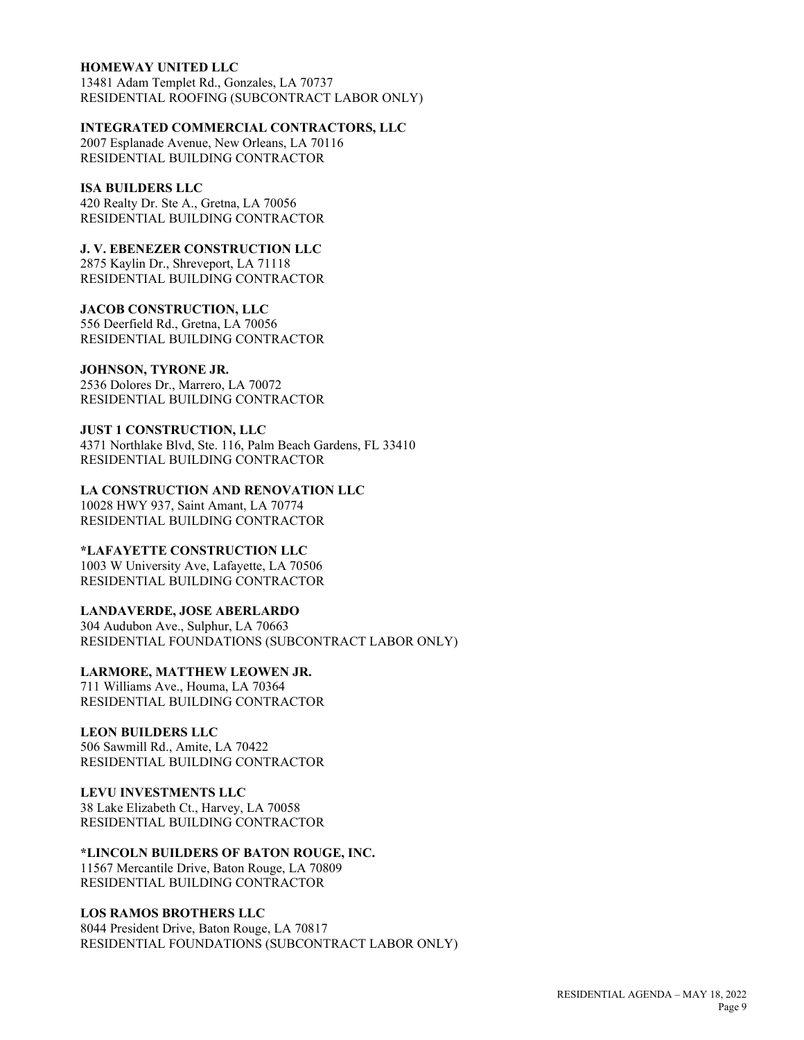**HOMEWAY UNITED LLC**
13481 Adam Templet Rd., Gonzales, LA 70737
RESIDENTIAL ROOFING (SUBCONTRACT LABOR ONLY)

**INTEGRATED COMMERCIAL CONTRACTORS, LLC**
2007 Esplanade Avenue, New Orleans, LA 70116
RESIDENTIAL BUILDING CONTRACTOR

**ISA BUILDERS LLC**
420 Realty Dr. Ste A., Gretna, LA 70056
RESIDENTIAL BUILDING CONTRACTOR

**J. V. EBENEZER CONSTRUCTION LLC**
2875 Kaylin Dr., Shreveport, LA 71118
RESIDENTIAL BUILDING CONTRACTOR

**JACOB CONSTRUCTION, LLC**
556 Deerfield Rd., Gretna, LA 70056
RESIDENTIAL BUILDING CONTRACTOR

**JOHNSON, TYRONE JR.**
2536 Dolores Dr., Marrero, LA 70072
RESIDENTIAL BUILDING CONTRACTOR

**JUST 1 CONSTRUCTION, LLC**
4371 Northlake Blvd, Ste. 116, Palm Beach Gardens, FL 33410
RESIDENTIAL BUILDING CONTRACTOR

**LA CONSTRUCTION AND RENOVATION LLC**
10028 HWY 937, Saint Amant, LA 70774
RESIDENTIAL BUILDING CONTRACTOR

**\*LAFAYETTE CONSTRUCTION LLC**
1003 W University Ave, Lafayette, LA 70506
RESIDENTIAL BUILDING CONTRACTOR

**LANDAVERDE, JOSE ABERLARDO**
304 Audubon Ave., Sulphur, LA 70663
RESIDENTIAL FOUNDATIONS (SUBCONTRACT LABOR ONLY)

**LARMORE, MATTHEW LEOWEN JR.**
711 Williams Ave., Houma, LA 70364
RESIDENTIAL BUILDING CONTRACTOR

**LEON BUILDERS LLC**
506 Sawmill Rd., Amite, LA 70422
RESIDENTIAL BUILDING CONTRACTOR

**LEVU INVESTMENTS LLC**
38 Lake Elizabeth Ct., Harvey, LA 70058
RESIDENTIAL BUILDING CONTRACTOR

**\*LINCOLN BUILDERS OF BATON ROUGE, INC.**
11567 Mercantile Drive, Baton Rouge, LA 70809
RESIDENTIAL BUILDING CONTRACTOR

**LOS RAMOS BROTHERS LLC**
8044 President Drive, Baton Rouge, LA 70817
RESIDENTIAL FOUNDATIONS (SUBCONTRACT LABOR ONLY)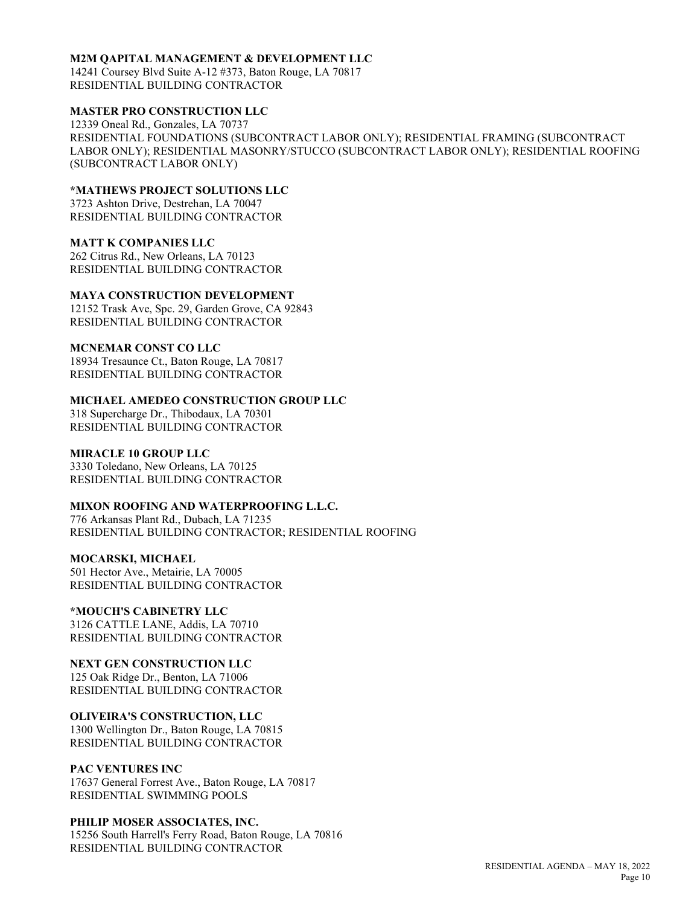**M2M QAPITAL MANAGEMENT & DEVELOPMENT LLC**
14241 Coursey Blvd Suite A-12 #373, Baton Rouge, LA 70817
RESIDENTIAL BUILDING CONTRACTOR

**MASTER PRO CONSTRUCTION LLC**
12339 Oneal Rd., Gonzales, LA 70737
RESIDENTIAL FOUNDATIONS (SUBCONTRACT LABOR ONLY); RESIDENTIAL FRAMING (SUBCONTRACT LABOR ONLY); RESIDENTIAL MASONRY/STUCCO (SUBCONTRACT LABOR ONLY); RESIDENTIAL ROOFING (SUBCONTRACT LABOR ONLY)

**\*MATHEWS PROJECT SOLUTIONS LLC**
3723 Ashton Drive, Destrehan, LA 70047
RESIDENTIAL BUILDING CONTRACTOR

**MATT K COMPANIES LLC**
262 Citrus Rd., New Orleans, LA 70123
RESIDENTIAL BUILDING CONTRACTOR

**MAYA CONSTRUCTION DEVELOPMENT**
12152 Trask Ave, Spc. 29, Garden Grove, CA 92843
RESIDENTIAL BUILDING CONTRACTOR

**MCNEMAR CONST CO LLC**
18934 Tresaunce Ct., Baton Rouge, LA 70817
RESIDENTIAL BUILDING CONTRACTOR

**MICHAEL AMEDEO CONSTRUCTION GROUP LLC**
318 Supercharge Dr., Thibodaux, LA 70301
RESIDENTIAL BUILDING CONTRACTOR

**MIRACLE 10 GROUP LLC**
3330 Toledano, New Orleans, LA 70125
RESIDENTIAL BUILDING CONTRACTOR

**MIXON ROOFING AND WATERPROOFING L.L.C.**
776 Arkansas Plant Rd., Dubach, LA 71235
RESIDENTIAL BUILDING CONTRACTOR; RESIDENTIAL ROOFING

**MOCARSKI, MICHAEL**
501 Hector Ave., Metairie, LA 70005
RESIDENTIAL BUILDING CONTRACTOR

**\*MOUCH'S CABINETRY LLC**
3126 CATTLE LANE, Addis, LA 70710
RESIDENTIAL BUILDING CONTRACTOR

**NEXT GEN CONSTRUCTION LLC**
125 Oak Ridge Dr., Benton, LA 71006
RESIDENTIAL BUILDING CONTRACTOR

**OLIVEIRA'S CONSTRUCTION, LLC**
1300 Wellington Dr., Baton Rouge, LA 70815
RESIDENTIAL BUILDING CONTRACTOR

**PAC VENTURES INC**
17637 General Forrest Ave., Baton Rouge, LA 70817
RESIDENTIAL SWIMMING POOLS

**PHILIP MOSER ASSOCIATES, INC.**
15256 South Harrell's Ferry Road, Baton Rouge, LA 70816
RESIDENTIAL BUILDING CONTRACTOR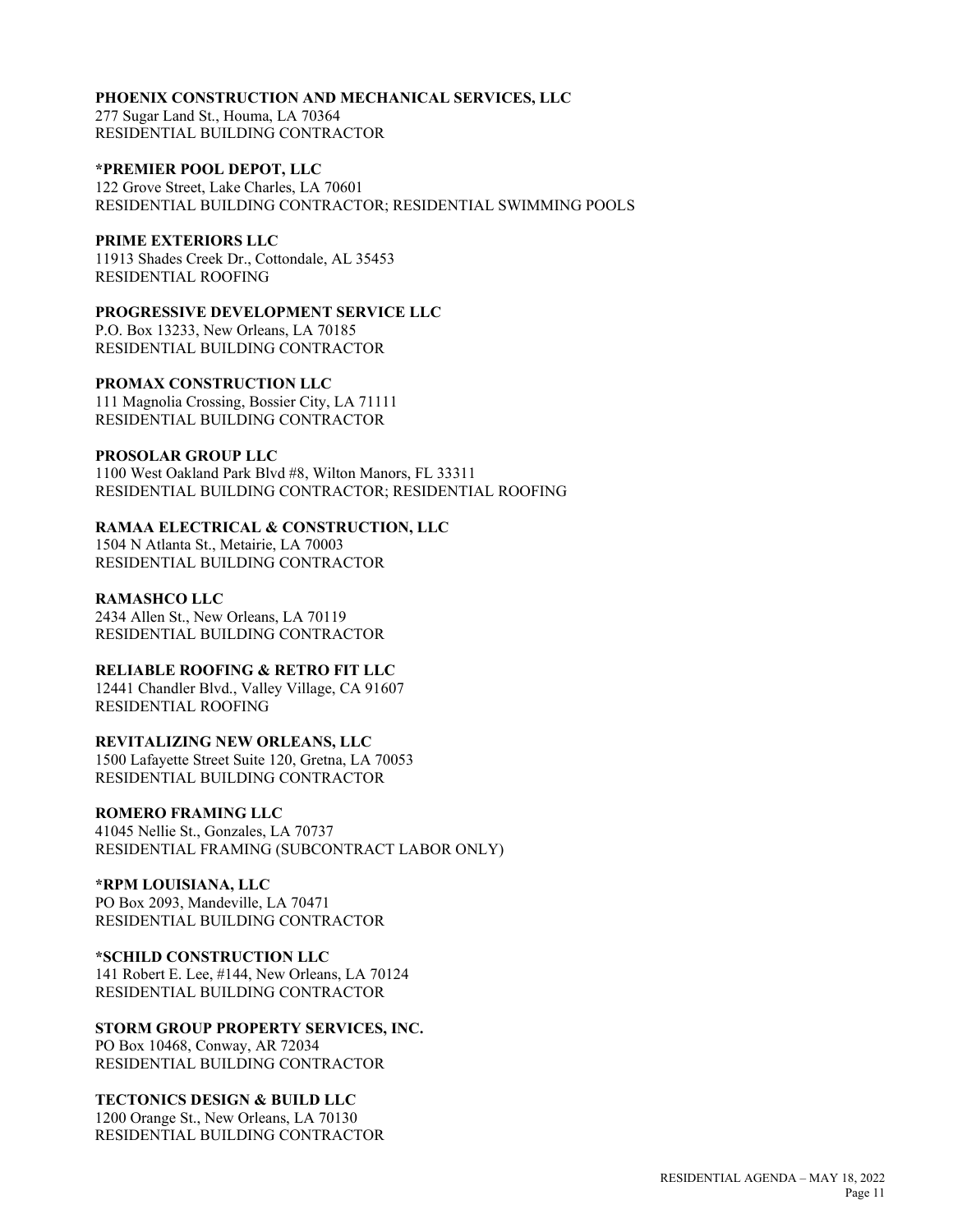**PHOENIX CONSTRUCTION AND MECHANICAL SERVICES, LLC**
277 Sugar Land St., Houma, LA 70364
RESIDENTIAL BUILDING CONTRACTOR

**\*PREMIER POOL DEPOT, LLC**
122 Grove Street, Lake Charles, LA 70601
RESIDENTIAL BUILDING CONTRACTOR; RESIDENTIAL SWIMMING POOLS

**PRIME EXTERIORS LLC**
11913 Shades Creek Dr., Cottondale, AL 35453
RESIDENTIAL ROOFING

**PROGRESSIVE DEVELOPMENT SERVICE LLC**
P.O. Box 13233, New Orleans, LA 70185
RESIDENTIAL BUILDING CONTRACTOR

**PROMAX CONSTRUCTION LLC**
111 Magnolia Crossing, Bossier City, LA 71111
RESIDENTIAL BUILDING CONTRACTOR

**PROSOLAR GROUP LLC**
1100 West Oakland Park Blvd #8, Wilton Manors, FL 33311
RESIDENTIAL BUILDING CONTRACTOR; RESIDENTIAL ROOFING

**RAMAA ELECTRICAL & CONSTRUCTION, LLC**
1504 N Atlanta St., Metairie, LA 70003
RESIDENTIAL BUILDING CONTRACTOR

**RAMASHCO LLC**
2434 Allen St., New Orleans, LA 70119
RESIDENTIAL BUILDING CONTRACTOR

**RELIABLE ROOFING & RETRO FIT LLC**
12441 Chandler Blvd., Valley Village, CA 91607
RESIDENTIAL ROOFING

**REVITALIZING NEW ORLEANS, LLC**
1500 Lafayette Street Suite 120, Gretna, LA 70053
RESIDENTIAL BUILDING CONTRACTOR

**ROMERO FRAMING LLC**
41045 Nellie St., Gonzales, LA 70737
RESIDENTIAL FRAMING (SUBCONTRACT LABOR ONLY)

**\*RPM LOUISIANA, LLC**
PO Box 2093, Mandeville, LA 70471
RESIDENTIAL BUILDING CONTRACTOR

**\*SCHILD CONSTRUCTION LLC**
141 Robert E. Lee, #144, New Orleans, LA 70124
RESIDENTIAL BUILDING CONTRACTOR

**STORM GROUP PROPERTY SERVICES, INC.**
PO Box 10468, Conway, AR 72034
RESIDENTIAL BUILDING CONTRACTOR

**TECTONICS DESIGN & BUILD LLC**
1200 Orange St., New Orleans, LA 70130
RESIDENTIAL BUILDING CONTRACTOR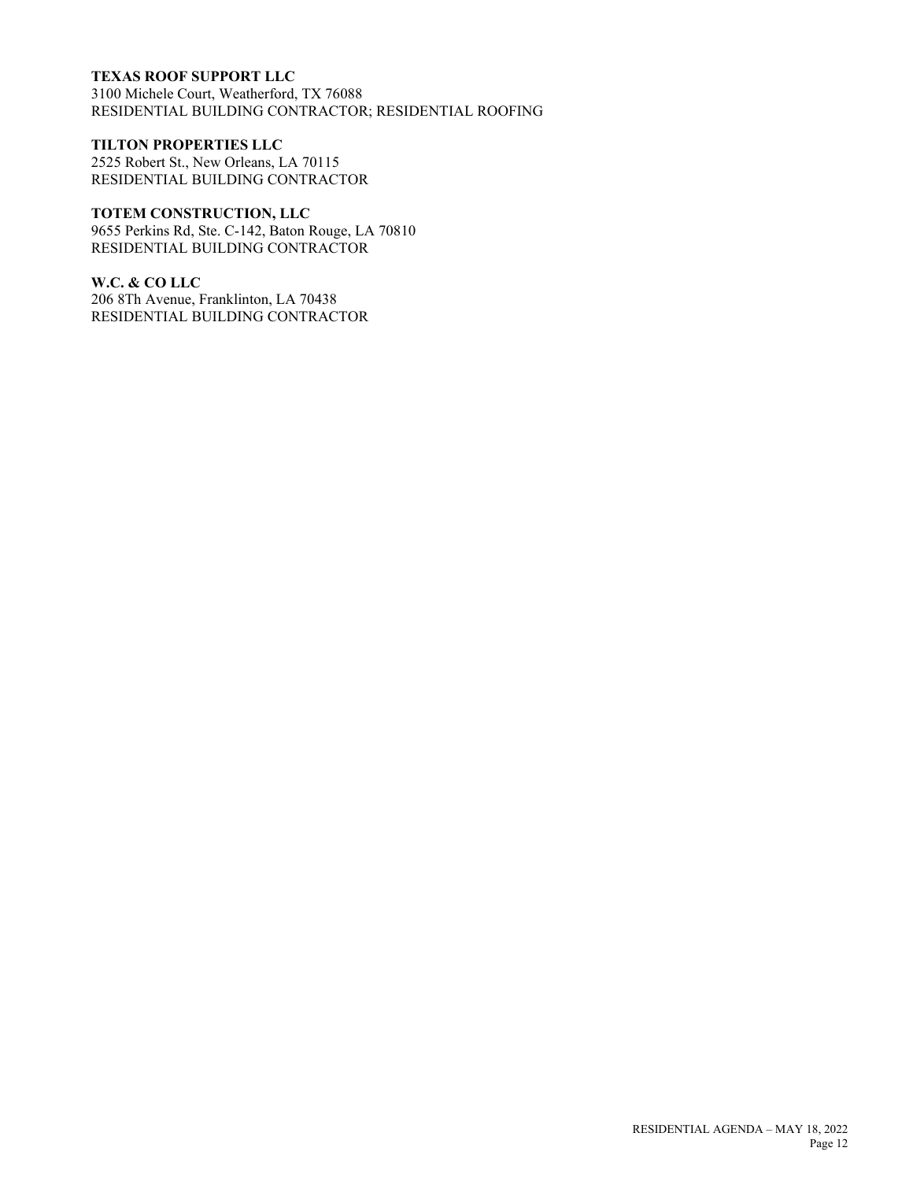**TEXAS ROOF SUPPORT LLC**
3100 Michele Court, Weatherford, TX 76088
RESIDENTIAL BUILDING CONTRACTOR; RESIDENTIAL ROOFING

**TILTON PROPERTIES LLC**
2525 Robert St., New Orleans, LA 70115
RESIDENTIAL BUILDING CONTRACTOR

**TOTEM CONSTRUCTION, LLC**
9655 Perkins Rd, Ste. C-142, Baton Rouge, LA 70810
RESIDENTIAL BUILDING CONTRACTOR

**W.C. & CO LLC**
206 8Th Avenue, Franklinton, LA 70438
RESIDENTIAL BUILDING CONTRACTOR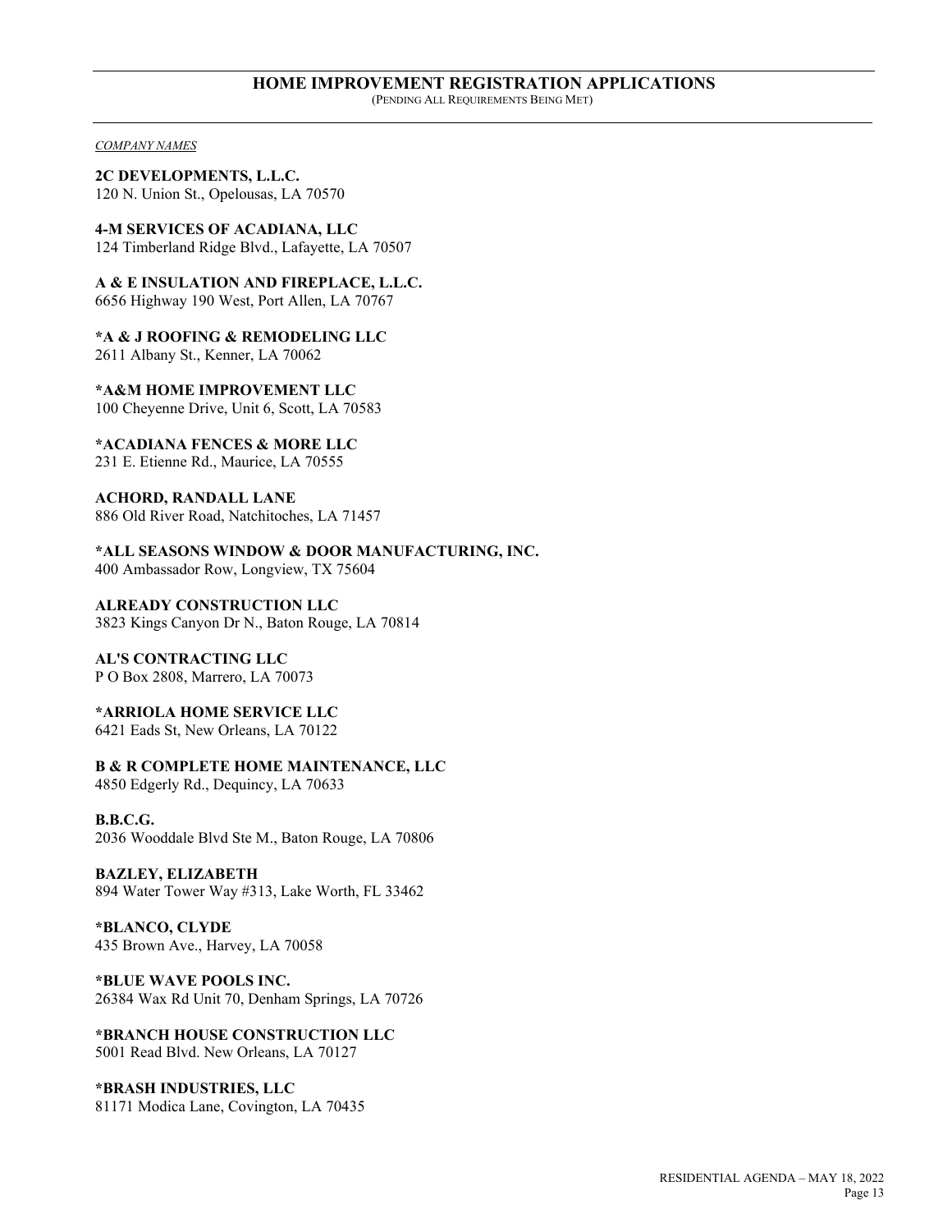## HOME IMPROVEMENT REGISTRATION APPLICATIONS

(PENDING ALL REQUIREMENTS BEING MET)

*COMPANY NAMES*

**2C DEVELOPMENTS, L.L.C.**
120 N. Union St., Opelousas, LA 70570

**4-M SERVICES OF ACADIANA, LLC**
124 Timberland Ridge Blvd., Lafayette, LA 70507

**A & E INSULATION AND FIREPLACE, L.L.C.**
6656 Highway 190 West, Port Allen, LA 70767

**\*A & J ROOFING & REMODELING LLC**
2611 Albany St., Kenner, LA 70062

**\*A&M HOME IMPROVEMENT LLC**
100 Cheyenne Drive, Unit 6, Scott, LA 70583

**\*ACADIANA FENCES & MORE LLC**
231 E. Etienne Rd., Maurice, LA 70555

**ACHORD, RANDALL LANE**
886 Old River Road, Natchitoches, LA 71457

**\*ALL SEASONS WINDOW & DOOR MANUFACTURING, INC.**
400 Ambassador Row, Longview, TX 75604

**ALREADY CONSTRUCTION LLC**
3823 Kings Canyon Dr N., Baton Rouge, LA 70814

**AL'S CONTRACTING LLC**
P O Box 2808, Marrero, LA 70073

**\*ARRIOLA HOME SERVICE LLC**
6421 Eads St, New Orleans, LA 70122

**B & R COMPLETE HOME MAINTENANCE, LLC**
4850 Edgerly Rd., Dequincy, LA 70633

**B.B.C.G.**
2036 Wooddale Blvd Ste M., Baton Rouge, LA 70806

**BAZLEY, ELIZABETH**
894 Water Tower Way #313, Lake Worth, FL 33462

**\*BLANCO, CLYDE**
435 Brown Ave., Harvey, LA 70058

**\*BLUE WAVE POOLS INC.**
26384 Wax Rd Unit 70, Denham Springs, LA 70726

**\*BRANCH HOUSE CONSTRUCTION LLC**
5001 Read Blvd. New Orleans, LA 70127

**\*BRASH INDUSTRIES, LLC**
81171 Modica Lane, Covington, LA 70435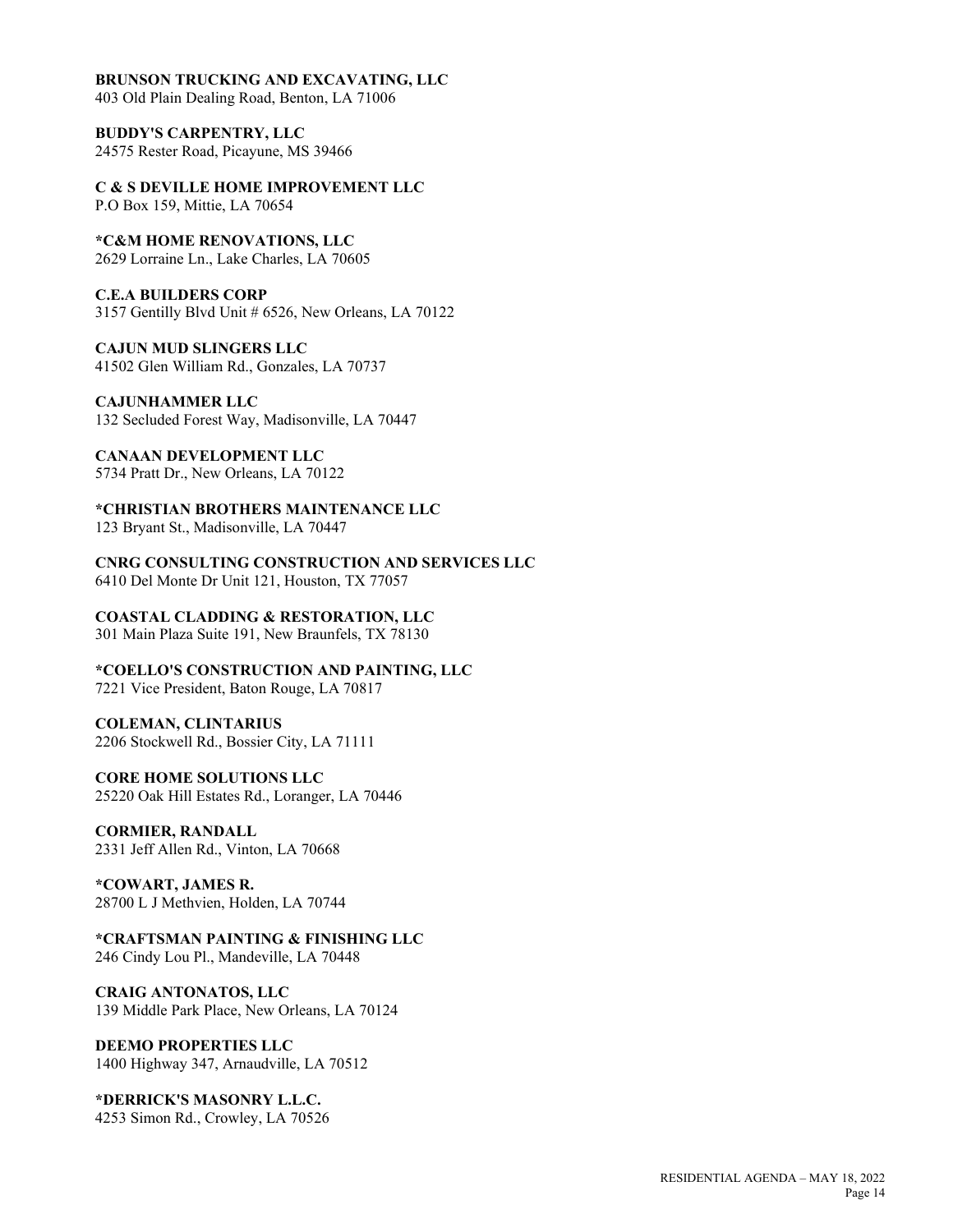**BRUNSON TRUCKING AND EXCAVATING, LLC**
403 Old Plain Dealing Road, Benton, LA 71006

**BUDDY'S CARPENTRY, LLC**
24575 Rester Road, Picayune, MS 39466

**C & S DEVILLE HOME IMPROVEMENT LLC**
P.O Box 159, Mittie, LA 70654

***C&M HOME RENOVATIONS, LLC**
2629 Lorraine Ln., Lake Charles, LA 70605

**C.E.A BUILDERS CORP**
3157 Gentilly Blvd Unit # 6526, New Orleans, LA 70122

**CAJUN MUD SLINGERS LLC**
41502 Glen William Rd., Gonzales, LA 70737

**CAJUNHAMMER LLC**
132 Secluded Forest Way, Madisonville, LA 70447

**CANAAN DEVELOPMENT LLC**
5734 Pratt Dr., New Orleans, LA 70122

***CHRISTIAN BROTHERS MAINTENANCE LLC**
123 Bryant St., Madisonville, LA 70447

**CNRG CONSULTING CONSTRUCTION AND SERVICES LLC**
6410 Del Monte Dr Unit 121, Houston, TX 77057

**COASTAL CLADDING & RESTORATION, LLC**
301 Main Plaza Suite 191, New Braunfels, TX 78130

***COELLO'S CONSTRUCTION AND PAINTING, LLC**
7221 Vice President, Baton Rouge, LA 70817

**COLEMAN, CLINTARIUS**
2206 Stockwell Rd., Bossier City, LA 71111

**CORE HOME SOLUTIONS LLC**
25220 Oak Hill Estates Rd., Loranger, LA 70446

**CORMIER, RANDALL**
2331 Jeff Allen Rd., Vinton, LA 70668

***COWART, JAMES R.**
28700 L J Methvien, Holden, LA 70744

***CRAFTSMAN PAINTING & FINISHING LLC**
246 Cindy Lou Pl., Mandeville, LA 70448

**CRAIG ANTONATOS, LLC**
139 Middle Park Place, New Orleans, LA 70124

**DEEMO PROPERTIES LLC**
1400 Highway 347, Arnaudville, LA 70512

***DERRICK'S MASONRY L.L.C.**
4253 Simon Rd., Crowley, LA 70526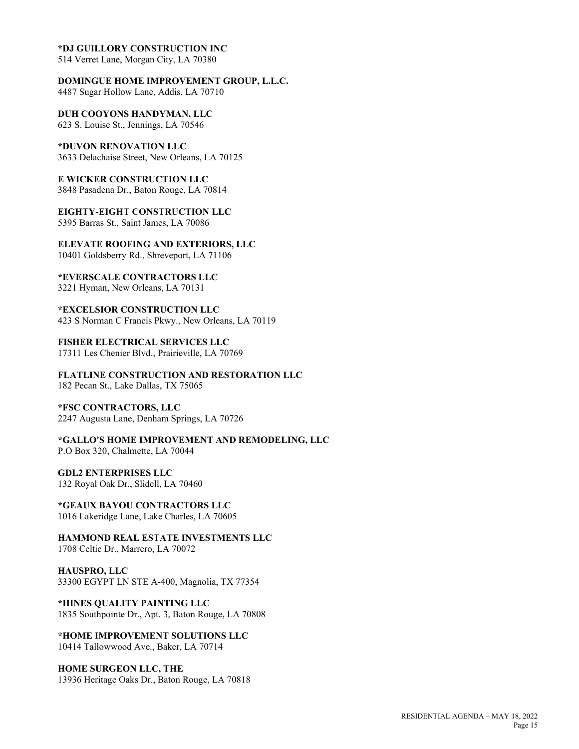**\*DJ GUILLORY CONSTRUCTION INC**
514 Verret Lane, Morgan City, LA 70380

**DOMINGUE HOME IMPROVEMENT GROUP, L.L.C.**
4487 Sugar Hollow Lane, Addis, LA 70710

**DUH COOYONS HANDYMAN, LLC**
623 S. Louise St., Jennings, LA 70546

**\*DUVON RENOVATION LLC**
3633 Delachaise Street, New Orleans, LA 70125

**E WICKER CONSTRUCTION LLC**
3848 Pasadena Dr., Baton Rouge, LA 70814

**EIGHTY-EIGHT CONSTRUCTION LLC**
5395 Barras St., Saint James, LA 70086

**ELEVATE ROOFING AND EXTERIORS, LLC**
10401 Goldsberry Rd., Shreveport, LA 71106

**\*EVERSCALE CONTRACTORS LLC**
3221 Hyman, New Orleans, LA 70131

**\*EXCELSIOR CONSTRUCTION LLC**
423 S Norman C Francis Pkwy., New Orleans, LA 70119

**FISHER ELECTRICAL SERVICES LLC**
17311 Les Chenier Blvd., Prairieville, LA 70769

**FLATLINE CONSTRUCTION AND RESTORATION LLC**
182 Pecan St., Lake Dallas, TX 75065

**\*FSC CONTRACTORS, LLC**
2247 Augusta Lane, Denham Springs, LA 70726

**\*GALLO'S HOME IMPROVEMENT AND REMODELING, LLC**
P.O Box 320, Chalmette, LA 70044

**GDL2 ENTERPRISES LLC**
132 Royal Oak Dr., Slidell, LA 70460

**\*GEAUX BAYOU CONTRACTORS LLC**
1016 Lakeridge Lane, Lake Charles, LA 70605

**HAMMOND REAL ESTATE INVESTMENTS LLC**
1708 Celtic Dr., Marrero, LA 70072

**HAUSPRO, LLC**
33300 EGYPT LN STE A-400, Magnolia, TX 77354

**\*HINES QUALITY PAINTING LLC**
1835 Southpointe Dr., Apt. 3, Baton Rouge, LA 70808

**\*HOME IMPROVEMENT SOLUTIONS LLC**
10414 Tallowwood Ave., Baker, LA 70714

**HOME SURGEON LLC, THE**
13936 Heritage Oaks Dr., Baton Rouge, LA 70818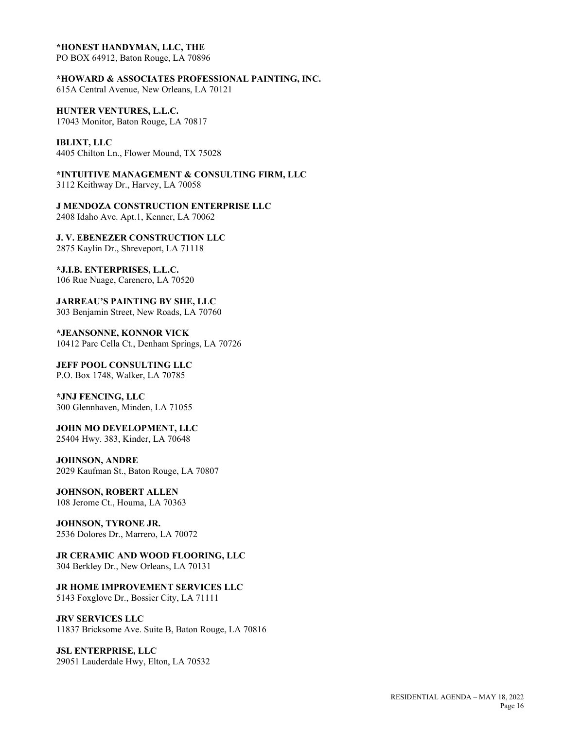**\*HONEST HANDYMAN, LLC, THE**
PO BOX 64912, Baton Rouge, LA 70896

**\*HOWARD & ASSOCIATES PROFESSIONAL PAINTING, INC.**
615A Central Avenue, New Orleans, LA 70121

**HUNTER VENTURES, L.L.C.**
17043 Monitor, Baton Rouge, LA 70817

**IBLIXT, LLC**
4405 Chilton Ln., Flower Mound, TX 75028

**\*INTUITIVE MANAGEMENT & CONSULTING FIRM, LLC**
3112 Keithway Dr., Harvey, LA 70058

**J MENDOZA CONSTRUCTION ENTERPRISE LLC**
2408 Idaho Ave. Apt.1, Kenner, LA 70062

**J. V. EBENEZER CONSTRUCTION LLC**
2875 Kaylin Dr., Shreveport, LA 71118

**\*J.I.B. ENTERPRISES, L.L.C.**
106 Rue Nuage, Carencro, LA 70520

**JARREAU'S PAINTING BY SHE, LLC**
303 Benjamin Street, New Roads, LA 70760

**\*JEANSONNE, KONNOR VICK**
10412 Parc Cella Ct., Denham Springs, LA 70726

**JEFF POOL CONSULTING LLC**
P.O. Box 1748, Walker, LA 70785

**\*JNJ FENCING, LLC**
300 Glennhaven, Minden, LA 71055

**JOHN MO DEVELOPMENT, LLC**
25404 Hwy. 383, Kinder, LA 70648

**JOHNSON, ANDRE**
2029 Kaufman St., Baton Rouge, LA 70807

**JOHNSON, ROBERT ALLEN**
108 Jerome Ct., Houma, LA 70363

**JOHNSON, TYRONE JR.**
2536 Dolores Dr., Marrero, LA 70072

**JR CERAMIC AND WOOD FLOORING, LLC**
304 Berkley Dr., New Orleans, LA 70131

**JR HOME IMPROVEMENT SERVICES LLC**
5143 Foxglove Dr., Bossier City, LA 71111

**JRV SERVICES LLC**
11837 Bricksome Ave. Suite B, Baton Rouge, LA 70816

**JSL ENTERPRISE, LLC**
29051 Lauderdale Hwy, Elton, LA 70532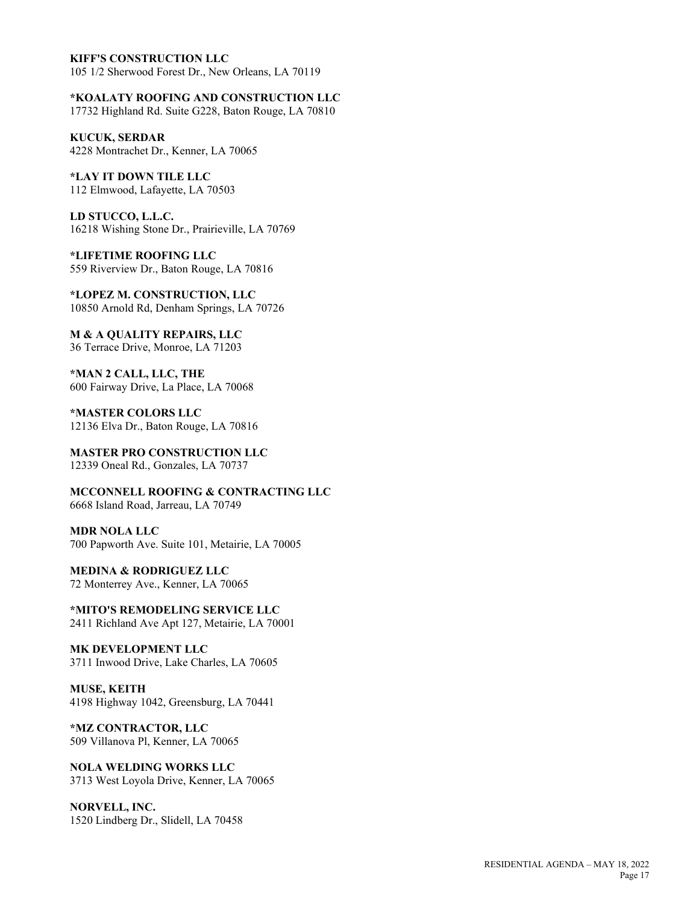**KIFF'S CONSTRUCTION LLC**
105 1/2 Sherwood Forest Dr., New Orleans, LA 70119

***KOALATY ROOFING AND CONSTRUCTION LLC**
17732 Highland Rd. Suite G228, Baton Rouge, LA 70810

**KUCUK, SERDAR**
4228 Montrachet Dr., Kenner, LA 70065

***LAY IT DOWN TILE LLC**
112 Elmwood, Lafayette, LA 70503

**LD STUCCO, L.L.C.**
16218 Wishing Stone Dr., Prairieville, LA 70769

***LIFETIME ROOFING LLC**
559 Riverview Dr., Baton Rouge, LA 70816

***LOPEZ M. CONSTRUCTION, LLC**
10850 Arnold Rd, Denham Springs, LA 70726

**M & A QUALITY REPAIRS, LLC**
36 Terrace Drive, Monroe, LA 71203

***MAN 2 CALL, LLC, THE**
600 Fairway Drive, La Place, LA 70068

***MASTER COLORS LLC**
12136 Elva Dr., Baton Rouge, LA 70816

**MASTER PRO CONSTRUCTION LLC**
12339 Oneal Rd., Gonzales, LA 70737

**MCCONNELL ROOFING & CONTRACTING LLC**
6668 Island Road, Jarreau, LA 70749

**MDR NOLA LLC**
700 Papworth Ave. Suite 101, Metairie, LA 70005

**MEDINA & RODRIGUEZ LLC**
72 Monterrey Ave., Kenner, LA 70065

***MITO'S REMODELING SERVICE LLC**
2411 Richland Ave Apt 127, Metairie, LA 70001

**MK DEVELOPMENT LLC**
3711 Inwood Drive, Lake Charles, LA 70605

**MUSE, KEITH**
4198 Highway 1042, Greensburg, LA 70441

***MZ CONTRACTOR, LLC**
509 Villanova Pl, Kenner, LA 70065

**NOLA WELDING WORKS LLC**
3713 West Loyola Drive, Kenner, LA 70065

**NORVELL, INC.**
1520 Lindberg Dr., Slidell, LA 70458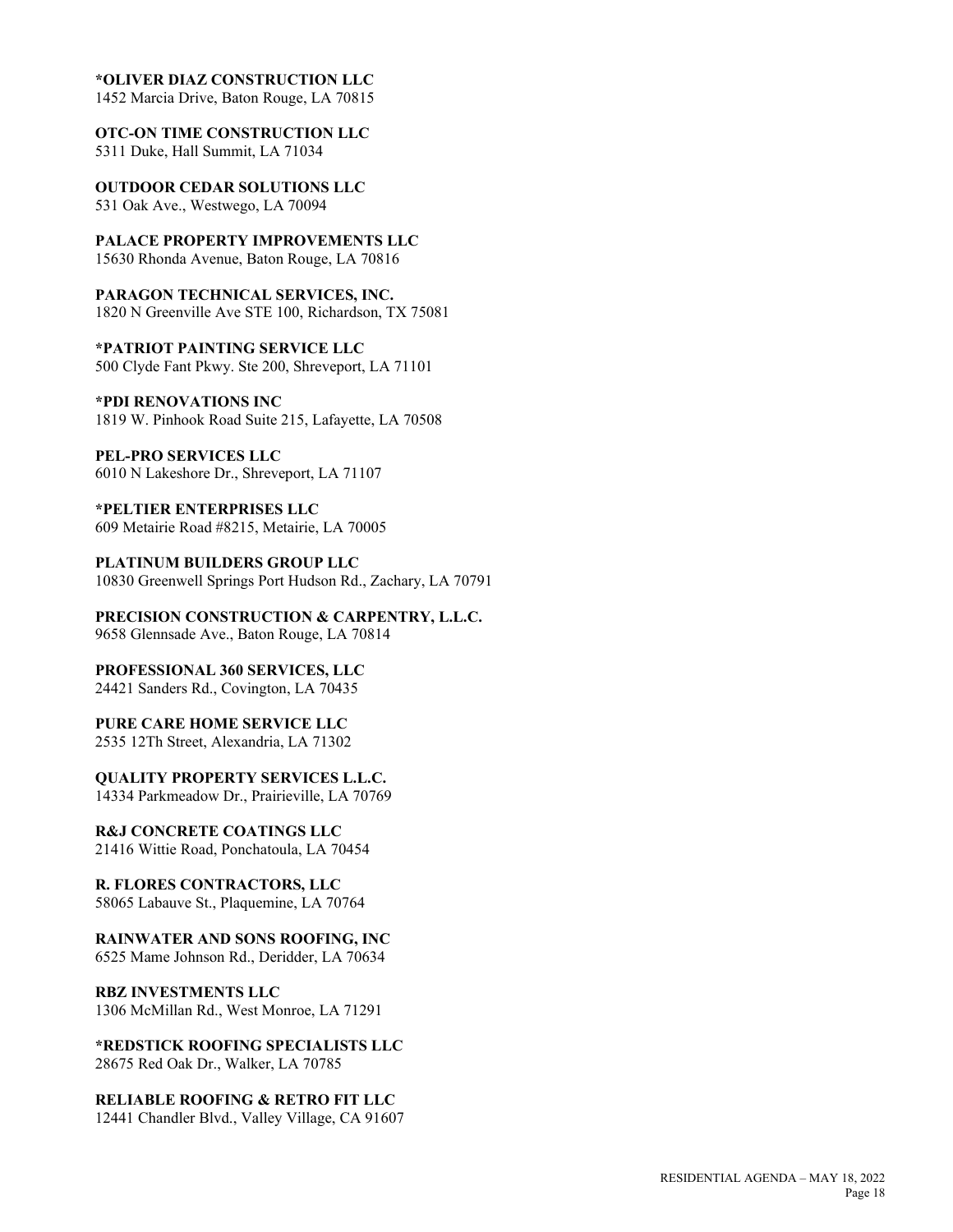**\*OLIVER DIAZ CONSTRUCTION LLC**
1452 Marcia Drive, Baton Rouge, LA 70815

**OTC-ON TIME CONSTRUCTION LLC**
5311 Duke, Hall Summit, LA 71034

**OUTDOOR CEDAR SOLUTIONS LLC**
531 Oak Ave., Westwego, LA 70094

**PALACE PROPERTY IMPROVEMENTS LLC**
15630 Rhonda Avenue, Baton Rouge, LA 70816

**PARAGON TECHNICAL SERVICES, INC.**
1820 N Greenville Ave STE 100, Richardson, TX 75081

**\*PATRIOT PAINTING SERVICE LLC**
500 Clyde Fant Pkwy. Ste 200, Shreveport, LA 71101

**\*PDI RENOVATIONS INC**
1819 W. Pinhook Road Suite 215, Lafayette, LA 70508

**PEL-PRO SERVICES LLC**
6010 N Lakeshore Dr., Shreveport, LA 71107

**\*PELTIER ENTERPRISES LLC**
609 Metairie Road #8215, Metairie, LA 70005

**PLATINUM BUILDERS GROUP LLC**
10830 Greenwell Springs Port Hudson Rd., Zachary, LA 70791

**PRECISION CONSTRUCTION & CARPENTRY, L.L.C.**
9658 Glennsade Ave., Baton Rouge, LA 70814

**PROFESSIONAL 360 SERVICES, LLC**
24421 Sanders Rd., Covington, LA 70435

**PURE CARE HOME SERVICE LLC**
2535 12Th Street, Alexandria, LA 71302

**QUALITY PROPERTY SERVICES L.L.C.**
14334 Parkmeadow Dr., Prairieville, LA 70769

**R&J CONCRETE COATINGS LLC**
21416 Wittie Road, Ponchatoula, LA 70454

**R. FLORES CONTRACTORS, LLC**
58065 Labauve St., Plaquemine, LA 70764

**RAINWATER AND SONS ROOFING, INC**
6525 Mame Johnson Rd., Deridder, LA 70634

**RBZ INVESTMENTS LLC**
1306 McMillan Rd., West Monroe, LA 71291

**\*REDSTICK ROOFING SPECIALISTS LLC**
28675 Red Oak Dr., Walker, LA 70785

**RELIABLE ROOFING & RETRO FIT LLC**
12441 Chandler Blvd., Valley Village, CA 91607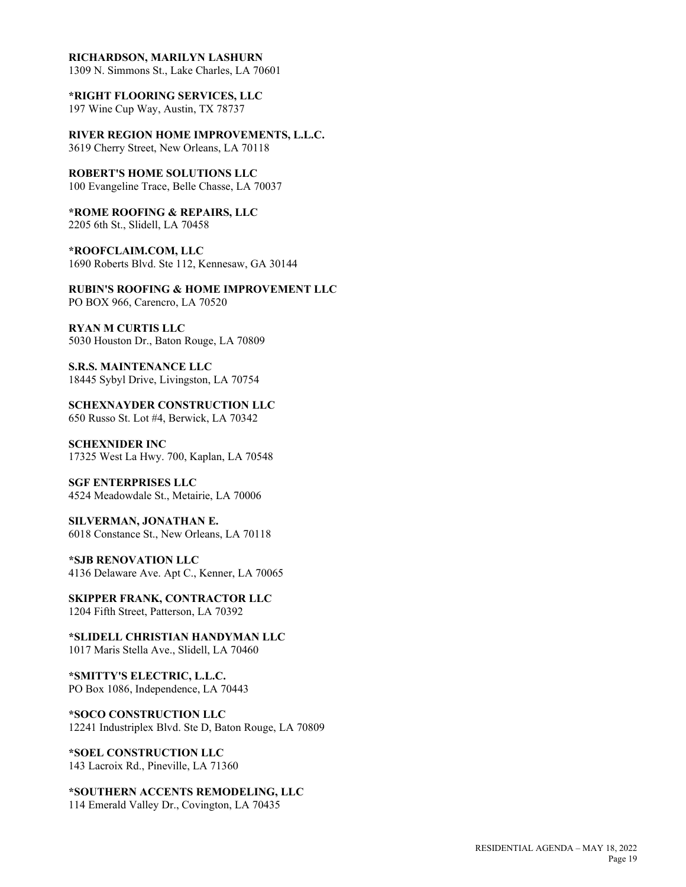**RICHARDSON, MARILYN LASHURN**
1309 N. Simmons St., Lake Charles, LA 70601

***RIGHT FLOORING SERVICES, LLC**
197 Wine Cup Way, Austin, TX 78737

**RIVER REGION HOME IMPROVEMENTS, L.L.C.**
3619 Cherry Street, New Orleans, LA 70118

**ROBERT'S HOME SOLUTIONS LLC**
100 Evangeline Trace, Belle Chasse, LA 70037

***ROME ROOFING & REPAIRS, LLC**
2205 6th St., Slidell, LA 70458

***ROOFCLAIM.COM, LLC**
1690 Roberts Blvd. Ste 112, Kennesaw, GA 30144

**RUBIN'S ROOFING & HOME IMPROVEMENT LLC**
PO BOX 966, Carencro, LA 70520

**RYAN M CURTIS LLC**
5030 Houston Dr., Baton Rouge, LA 70809

**S.R.S. MAINTENANCE LLC**
18445 Sybyl Drive, Livingston, LA 70754

**SCHEXNAYDER CONSTRUCTION LLC**
650 Russo St. Lot #4, Berwick, LA 70342

**SCHEXNIDER INC**
17325 West La Hwy. 700, Kaplan, LA 70548

**SGF ENTERPRISES LLC**
4524 Meadowdale St., Metairie, LA 70006

**SILVERMAN, JONATHAN E.**
6018 Constance St., New Orleans, LA 70118

***SJB RENOVATION LLC**
4136 Delaware Ave. Apt C., Kenner, LA 70065

**SKIPPER FRANK, CONTRACTOR LLC**
1204 Fifth Street, Patterson, LA 70392

***SLIDELL CHRISTIAN HANDYMAN LLC**
1017 Maris Stella Ave., Slidell, LA 70460

***SMITTY'S ELECTRIC, L.L.C.**
PO Box 1086, Independence, LA 70443

***SOCO CONSTRUCTION LLC**
12241 Industriplex Blvd. Ste D, Baton Rouge, LA 70809

***SOEL CONSTRUCTION LLC**
143 Lacroix Rd., Pineville, LA 71360

***SOUTHERN ACCENTS REMODELING, LLC**
114 Emerald Valley Dr., Covington, LA 70435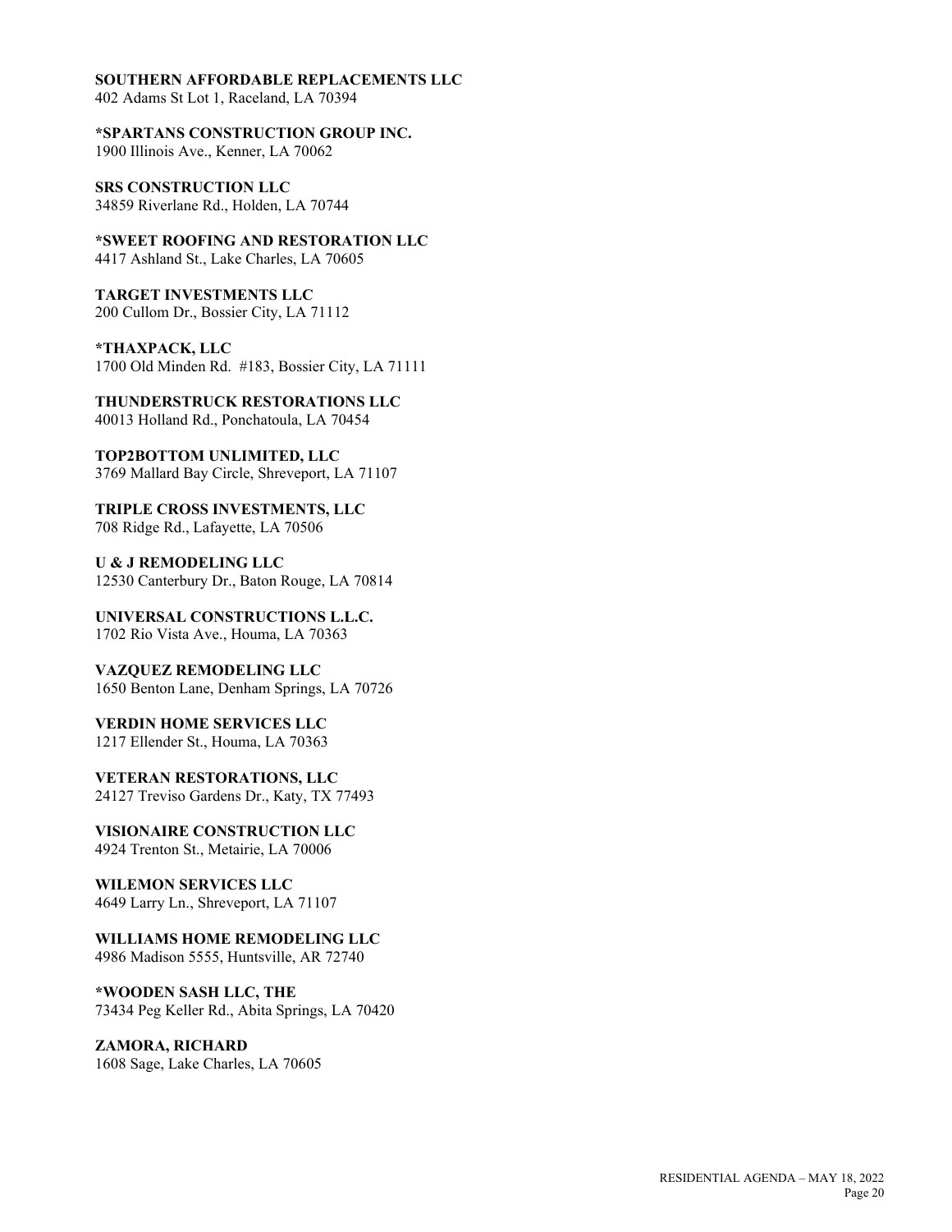**SOUTHERN AFFORDABLE REPLACEMENTS LLC**
402 Adams St Lot 1, Raceland, LA 70394

**\*SPARTANS CONSTRUCTION GROUP INC.**
1900 Illinois Ave., Kenner, LA 70062

**SRS CONSTRUCTION LLC**
34859 Riverlane Rd., Holden, LA 70744

**\*SWEET ROOFING AND RESTORATION LLC**
4417 Ashland St., Lake Charles, LA 70605

**TARGET INVESTMENTS LLC**
200 Cullom Dr., Bossier City, LA 71112

**\*THAXPACK, LLC**
1700 Old Minden Rd. #183, Bossier City, LA 71111

**THUNDERSTRUCK RESTORATIONS LLC**
40013 Holland Rd., Ponchatoula, LA 70454

**TOP2BOTTOM UNLIMITED, LLC**
3769 Mallard Bay Circle, Shreveport, LA 71107

**TRIPLE CROSS INVESTMENTS, LLC**
708 Ridge Rd., Lafayette, LA 70506

**U & J REMODELING LLC**
12530 Canterbury Dr., Baton Rouge, LA 70814

**UNIVERSAL CONSTRUCTIONS L.L.C.**
1702 Rio Vista Ave., Houma, LA 70363

**VAZQUEZ REMODELING LLC**
1650 Benton Lane, Denham Springs, LA 70726

**VERDIN HOME SERVICES LLC**
1217 Ellender St., Houma, LA 70363

**VETERAN RESTORATIONS, LLC**
24127 Treviso Gardens Dr., Katy, TX 77493

**VISIONAIRE CONSTRUCTION LLC**
4924 Trenton St., Metairie, LA 70006

**WILEMON SERVICES LLC**
4649 Larry Ln., Shreveport, LA 71107

**WILLIAMS HOME REMODELING LLC**
4986 Madison 5555, Huntsville, AR 72740

**\*WOODEN SASH LLC, THE**
73434 Peg Keller Rd., Abita Springs, LA 70420

**ZAMORA, RICHARD**
1608 Sage, Lake Charles, LA 70605